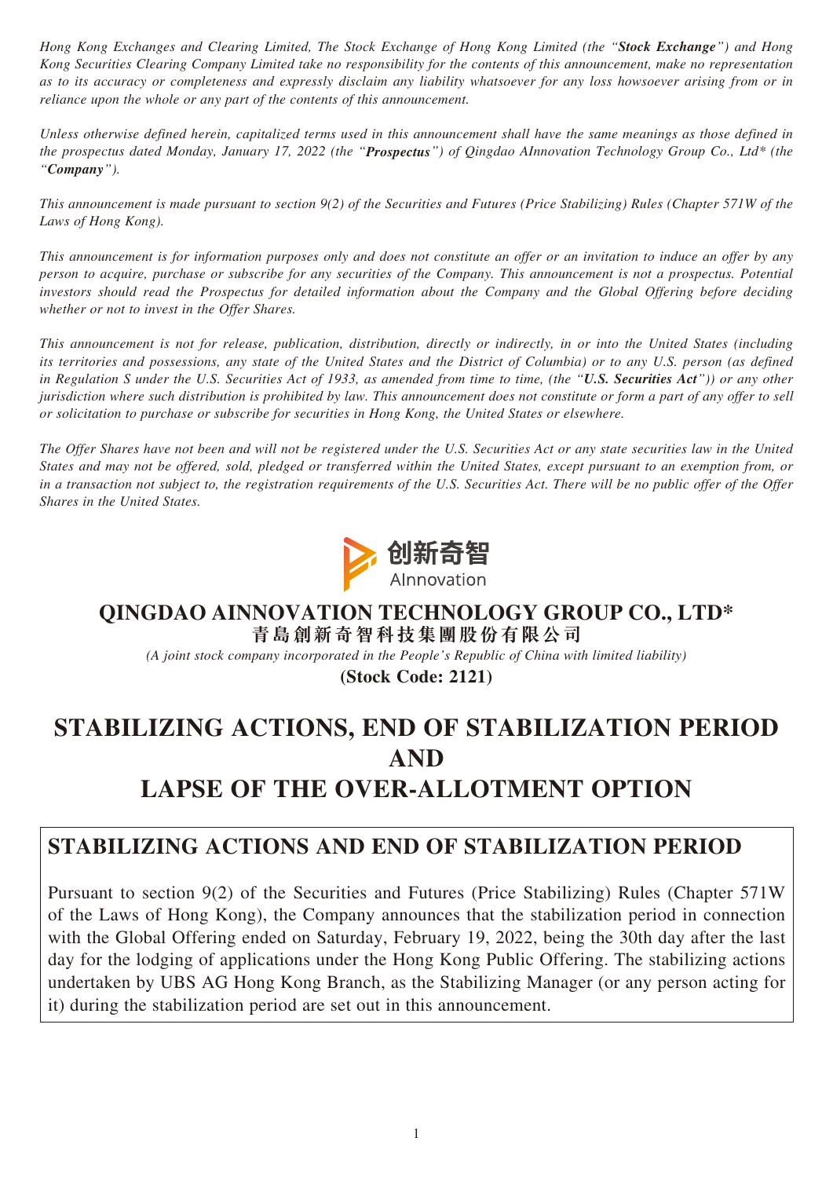*Hong Kong Exchanges and Clearing Limited, The Stock Exchange of Hong Kong Limited (the "**Stock Exchange**") and Hong Kong Securities Clearing Company Limited take no responsibility for the contents of this announcement, make no representation as to its accuracy or completeness and expressly disclaim any liability whatsoever for any loss howsoever arising from or in reliance upon the whole or any part of the contents of this announcement.*

*Unless otherwise defined herein, capitalized terms used in this announcement shall have the same meanings as those defined in the prospectus dated Monday, January 17, 2022 (the "**Prospectus**") of Qingdao AInnovation Technology Group Co., Ltd\* (the "**Company**").*

*This announcement is made pursuant to section 9(2) of the Securities and Futures (Price Stabilizing) Rules (Chapter 571W of the Laws of Hong Kong).*

*This announcement is for information purposes only and does not constitute an offer or an invitation to induce an offer by any person to acquire, purchase or subscribe for any securities of the Company. This announcement is not a prospectus. Potential investors should read the Prospectus for detailed information about the Company and the Global Offering before deciding whether or not to invest in the Offer Shares.*

*This announcement is not for release, publication, distribution, directly or indirectly, in or into the United States (including its territories and possessions, any state of the United States and the District of Columbia) or to any U.S. person (as defined in Regulation S under the U.S. Securities Act of 1933, as amended from time to time, (the "**U.S. Securities Act**")) or any other jurisdiction where such distribution is prohibited by law. This announcement does not constitute or form a part of any offer to sell or solicitation to purchase or subscribe for securities in Hong Kong, the United States or elsewhere.*

*The Offer Shares have not been and will not be registered under the U.S. Securities Act or any state securities law in the United States and may not be offered, sold, pledged or transferred within the United States, except pursuant to an exemption from, or in a transaction not subject to, the registration requirements of the U.S. Securities Act. There will be no public offer of the Offer Shares in the United States.*

创新奇智
AInnovation

**QINGDAO AINNOVATION TECHNOLOGY GROUP CO., LTD\***
**青島創新奇智科技集團股份有限公司**

*(A joint stock company incorporated in the People's Republic of China with limited liability)*

**(Stock Code: 2121)**

# STABILIZING ACTIONS, END OF STABILIZATION PERIOD AND LAPSE OF THE OVER-ALLOTMENT OPTION

## STABILIZING ACTIONS AND END OF STABILIZATION PERIOD

Pursuant to section 9(2) of the Securities and Futures (Price Stabilizing) Rules (Chapter 571W of the Laws of Hong Kong), the Company announces that the stabilization period in connection with the Global Offering ended on Saturday, February 19, 2022, being the 30th day after the last day for the lodging of applications under the Hong Kong Public Offering. The stabilizing actions undertaken by UBS AG Hong Kong Branch, as the Stabilizing Manager (or any person acting for it) during the stabilization period are set out in this announcement.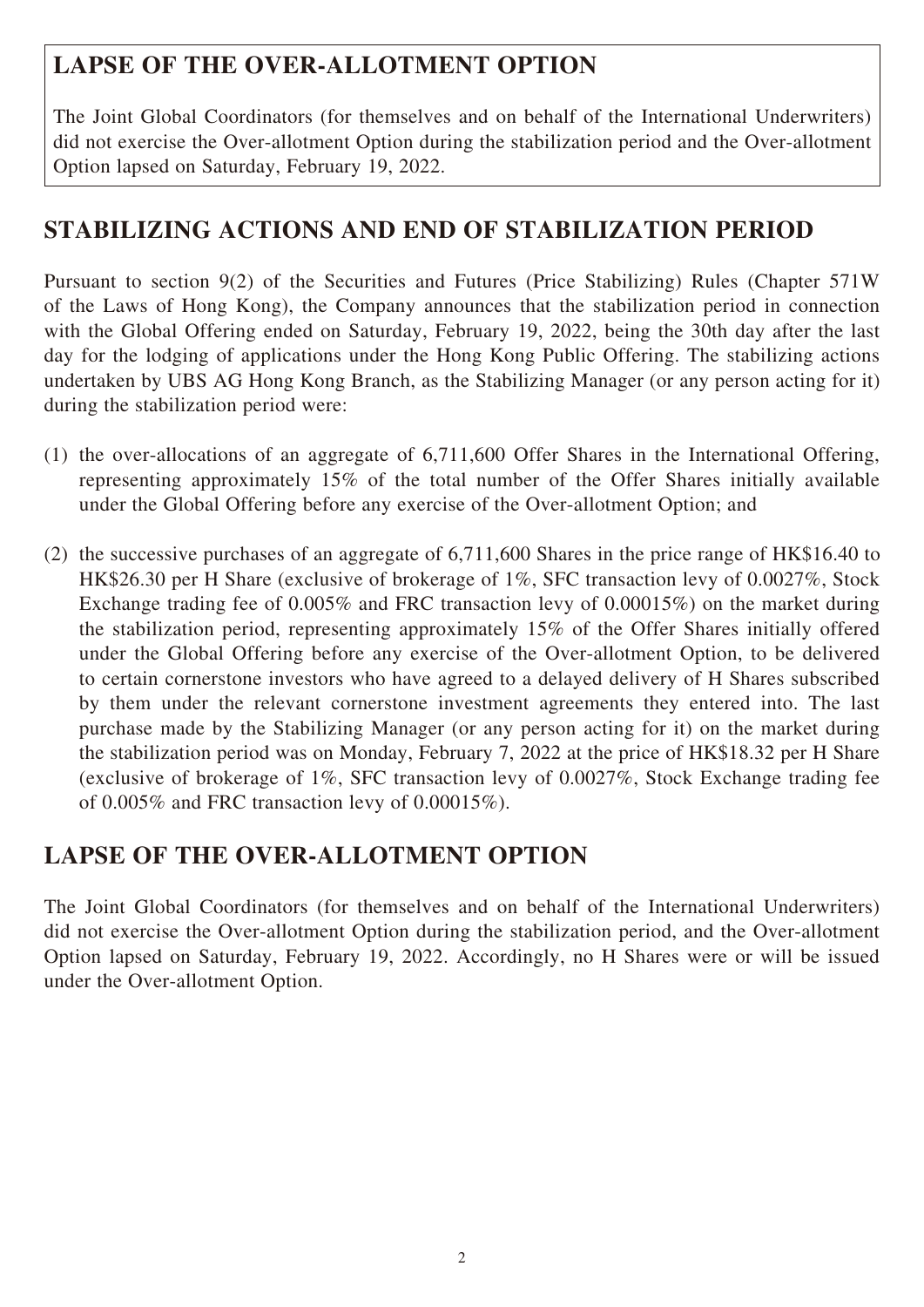## LAPSE OF THE OVER-ALLOTMENT OPTION

The Joint Global Coordinators (for themselves and on behalf of the International Underwriters) did not exercise the Over-allotment Option during the stabilization period and the Over-allotment Option lapsed on Saturday, February 19, 2022.

## STABILIZING ACTIONS AND END OF STABILIZATION PERIOD

Pursuant to section 9(2) of the Securities and Futures (Price Stabilizing) Rules (Chapter 571W of the Laws of Hong Kong), the Company announces that the stabilization period in connection with the Global Offering ended on Saturday, February 19, 2022, being the 30th day after the last day for the lodging of applications under the Hong Kong Public Offering. The stabilizing actions undertaken by UBS AG Hong Kong Branch, as the Stabilizing Manager (or any person acting for it) during the stabilization period were:

(1) the over-allocations of an aggregate of 6,711,600 Offer Shares in the International Offering, representing approximately 15% of the total number of the Offer Shares initially available under the Global Offering before any exercise of the Over-allotment Option; and

(2) the successive purchases of an aggregate of 6,711,600 Shares in the price range of HK$16.40 to HK$26.30 per H Share (exclusive of brokerage of 1%, SFC transaction levy of 0.0027%, Stock Exchange trading fee of 0.005% and FRC transaction levy of 0.00015%) on the market during the stabilization period, representing approximately 15% of the Offer Shares initially offered under the Global Offering before any exercise of the Over-allotment Option, to be delivered to certain cornerstone investors who have agreed to a delayed delivery of H Shares subscribed by them under the relevant cornerstone investment agreements they entered into. The last purchase made by the Stabilizing Manager (or any person acting for it) on the market during the stabilization period was on Monday, February 7, 2022 at the price of HK$18.32 per H Share (exclusive of brokerage of 1%, SFC transaction levy of 0.0027%, Stock Exchange trading fee of 0.005% and FRC transaction levy of 0.00015%).

## LAPSE OF THE OVER-ALLOTMENT OPTION

The Joint Global Coordinators (for themselves and on behalf of the International Underwriters) did not exercise the Over-allotment Option during the stabilization period, and the Over-allotment Option lapsed on Saturday, February 19, 2022. Accordingly, no H Shares were or will be issued under the Over-allotment Option.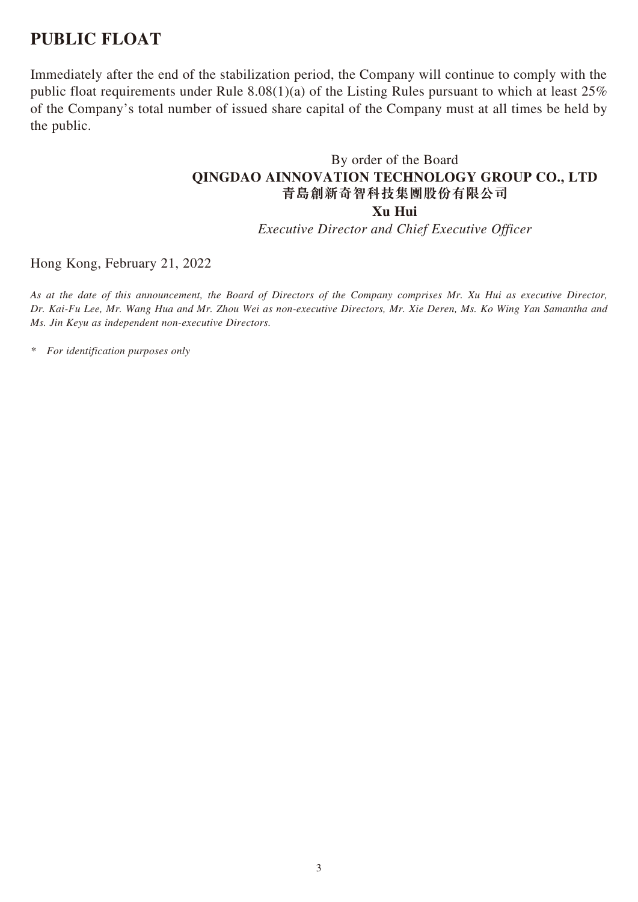## PUBLIC FLOAT

Immediately after the end of the stabilization period, the Company will continue to comply with the public float requirements under Rule 8.08(1)(a) of the Listing Rules pursuant to which at least 25% of the Company's total number of issued share capital of the Company must at all times be held by the public.

By order of the Board
**QINGDAO AINNOVATION TECHNOLOGY GROUP CO., LTD**
**青島創新奇智科技集團股份有限公司**
**Xu Hui**
*Executive Director and Chief Executive Officer*

Hong Kong, February 21, 2022

*As at the date of this announcement, the Board of Directors of the Company comprises Mr. Xu Hui as executive Director, Dr. Kai-Fu Lee, Mr. Wang Hua and Mr. Zhou Wei as non-executive Directors, Mr. Xie Deren, Ms. Ko Wing Yan Samantha and Ms. Jin Keyu as independent non-executive Directors.*

\* *For identification purposes only*